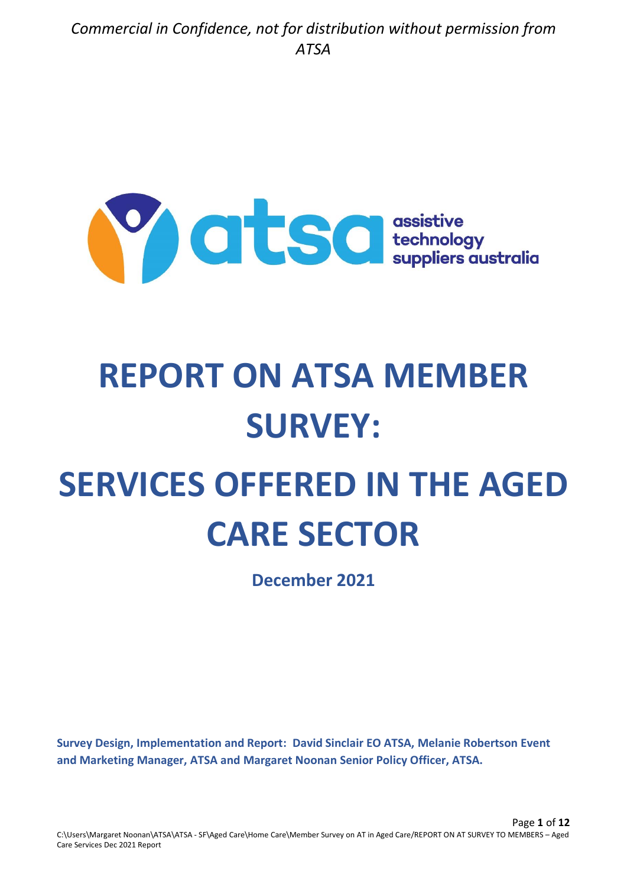*Commercial in Confidence, not for distribution without permission from ATSA*

atsa assistive technology suppliers australia

# REPORT ON ATSA MEMBER SURVEY:

# SERVICES OFFERED IN THE AGED CARE SECTOR

**December 2021**

**Survey Design, Implementation and Report: David Sinclair EO ATSA, Melanie Robertson Event and Marketing Manager, ATSA and Margaret Noonan Senior Policy Officer, ATSA.**

C:\Users\Margaret Noonan\ATSA\ATSA - SF\Aged Care\Home Care\Member Survey on AT in Aged Care/REPORT ON AT SURVEY TO MEMBERS – Aged Care Services Dec 2021 Report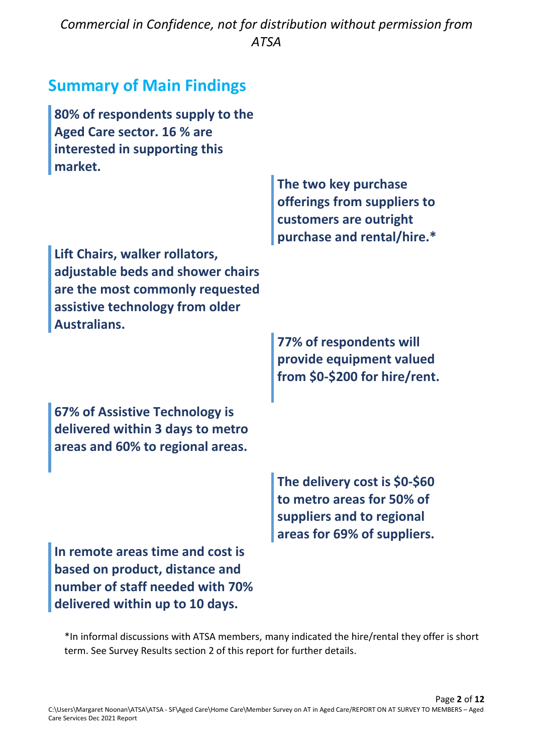*Commercial in Confidence, not for distribution without permission from ATSA*

## Summary of Main Findings

**80% of respondents supply to the Aged Care sector. 16 % are interested in supporting this market.**

**The two key purchase offerings from suppliers to customers are outright purchase and rental/hire.***

**Lift Chairs, walker rollators, adjustable beds and shower chairs are the most commonly requested assistive technology from older Australians.**

**77% of respondents will provide equipment valued from $0-$200 for hire/rent.**

**67% of Assistive Technology is delivered within 3 days to metro areas and 60% to regional areas.**

**The delivery cost is $0-$60 to metro areas for 50% of suppliers and to regional areas for 69% of suppliers.**

**In remote areas time and cost is based on product, distance and number of staff needed with 70% delivered within up to 10 days.**

*In informal discussions with ATSA members, many indicated the hire/rental they offer is short term. See Survey Results section 2 of this report for further details.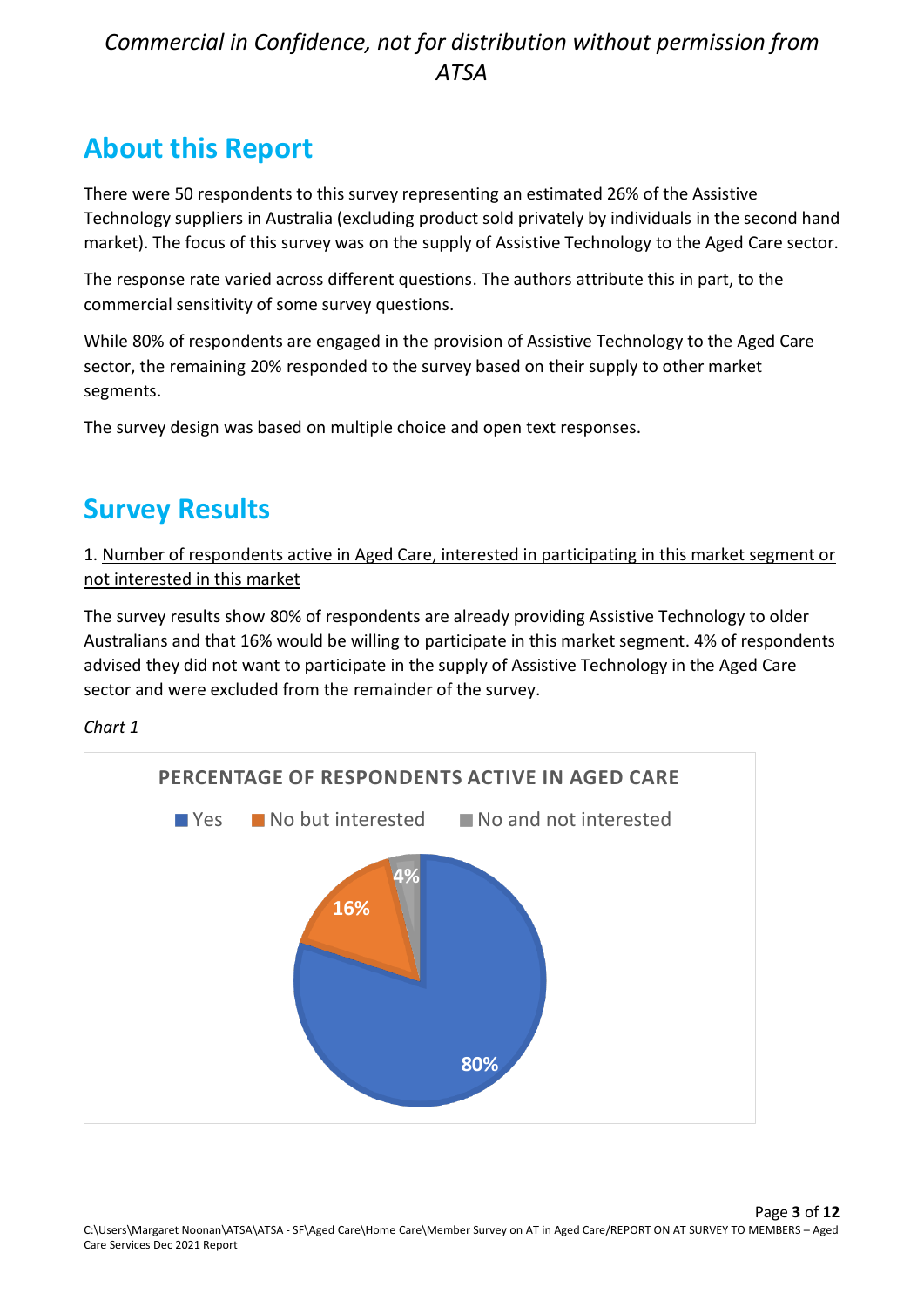## About this Report

There were 50 respondents to this survey representing an estimated 26% of the Assistive Technology suppliers in Australia (excluding product sold privately by individuals in the second hand market). The focus of this survey was on the supply of Assistive Technology to the Aged Care sector.

The response rate varied across different questions. The authors attribute this in part, to the commercial sensitivity of some survey questions.

While 80% of respondents are engaged in the provision of Assistive Technology to the Aged Care sector, the remaining 20% responded to the survey based on their supply to other market segments.

The survey design was based on multiple choice and open text responses.

## Survey Results

1. Number of respondents active in Aged Care, interested in participating in this market segment or not interested in this market

The survey results show 80% of respondents are already providing Assistive Technology to older Australians and that 16% would be willing to participate in this market segment. 4% of respondents advised they did not want to participate in the supply of Assistive Technology in the Aged Care sector and were excluded from the remainder of the survey.

*Chart 1*

**PERCENTAGE OF RESPONDENTS ACTIVE IN AGED CARE**

| Response | Percentage |
|---|---|
| Yes | 80% |
| No but interested | 16% |
| No and not interested | 4% |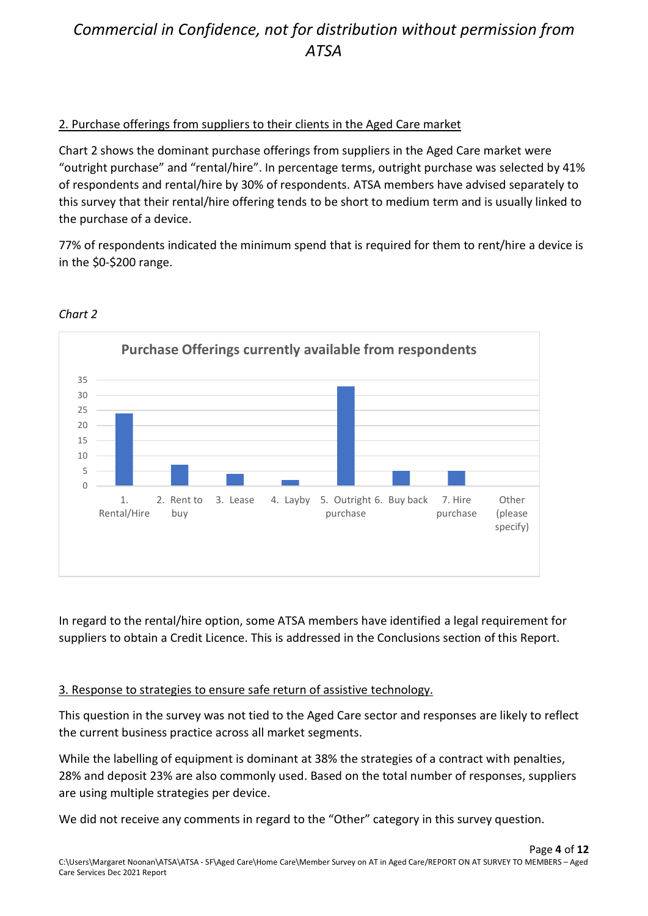## 2. Purchase offerings from suppliers to their clients in the Aged Care market

Chart 2 shows the dominant purchase offerings from suppliers in the Aged Care market were "outright purchase" and "rental/hire". In percentage terms, outright purchase was selected by 41% of respondents and rental/hire by 30% of respondents. ATSA members have advised separately to this survey that their rental/hire offering tends to be short to medium term and is usually linked to the purchase of a device.

77% of respondents indicated the minimum spend that is required for them to rent/hire a device is in the $0-$200 range.

*Chart 2*

**Purchase Offerings currently available from respondents**

| Offering | Responses (approx.) |
|---|---|
| 1. Rental/Hire | 24 |
| 2. Rent to buy | 7 |
| 3. Lease | 4 |
| 4. Layby | 2 |
| 5. Outright purchase | 33 |
| 6. Buy back | 5 |
| 7. Hire purchase | 5 |
| Other (please specify) | 0 |

In regard to the rental/hire option, some ATSA members have identified a legal requirement for suppliers to obtain a Credit Licence. This is addressed in the Conclusions section of this Report.

## 3. Response to strategies to ensure safe return of assistive technology.

This question in the survey was not tied to the Aged Care sector and responses are likely to reflect the current business practice across all market segments.

While the labelling of equipment is dominant at 38% the strategies of a contract with penalties, 28% and deposit 23% are also commonly used. Based on the total number of responses, suppliers are using multiple strategies per device.

We did not receive any comments in regard to the "Other" category in this survey question.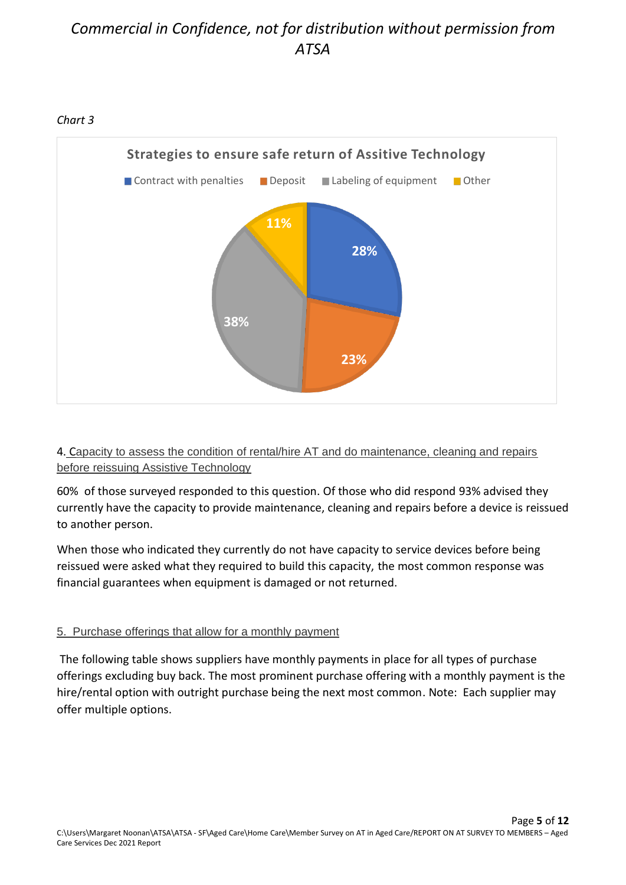*Chart 3*

**Strategies to ensure safe return of Assitive Technology**

| Strategy | Percentage |
|---|---|
| Contract with penalties | 28% |
| Deposit | 23% |
| Labeling of equipment | 38% |
| Other | 11% |

4. Capacity to assess the condition of rental/hire AT and do maintenance, cleaning and repairs before reissuing Assistive Technology

60% of those surveyed responded to this question. Of those who did respond 93% advised they currently have the capacity to provide maintenance, cleaning and repairs before a device is reissued to another person.

When those who indicated they currently do not have capacity to service devices before being reissued were asked what they required to build this capacity, the most common response was financial guarantees when equipment is damaged or not returned.

5. Purchase offerings that allow for a monthly payment

The following table shows suppliers have monthly payments in place for all types of purchase offerings excluding buy back. The most prominent purchase offering with a monthly payment is the hire/rental option with outright purchase being the next most common. Note: Each supplier may offer multiple options.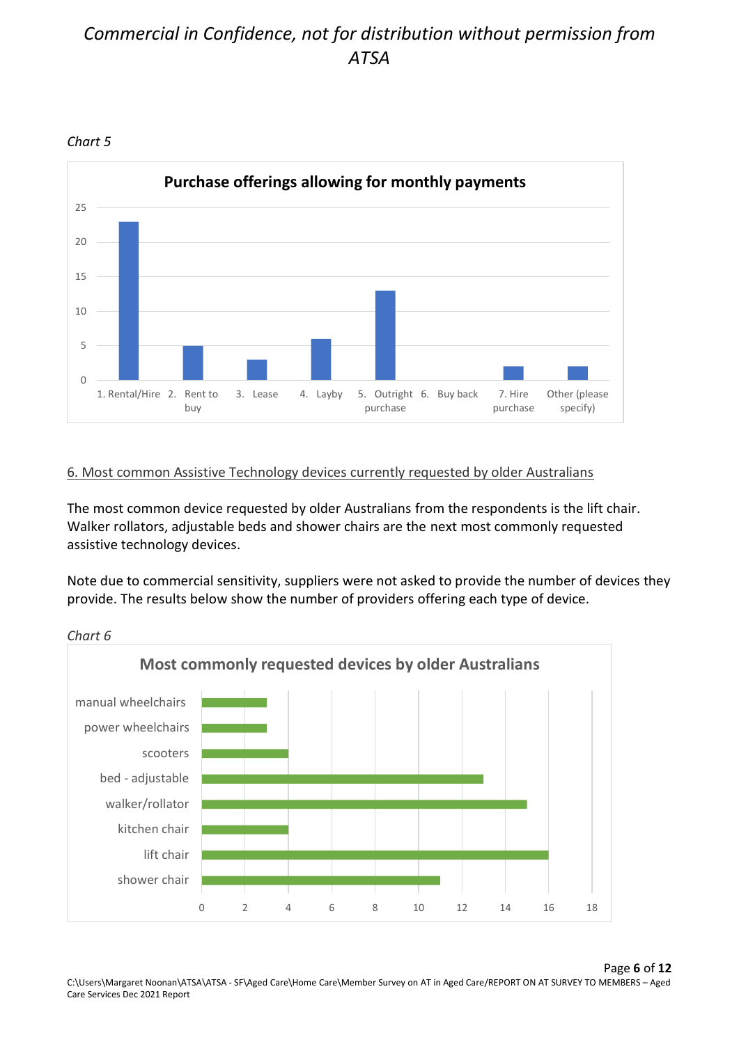*Chart 5*

**Purchase offerings allowing for monthly payments**

| Option | Value |
|---|---|
| 1. Rental/Hire | 23 |
| 2. Rent to buy | 5 |
| 3. Lease | 3 |
| 4. Layby | 6 |
| 5. Outright purchase | 13 |
| 6. Buy back | 0 |
| 7. Hire purchase | 2 |
| Other (please specify) | 2 |

6. Most common Assistive Technology devices currently requested by older Australians

The most common device requested by older Australians from the respondents is the lift chair. Walker rollators, adjustable beds and shower chairs are the next most commonly requested assistive technology devices.

Note due to commercial sensitivity, suppliers were not asked to provide the number of devices they provide. The results below show the number of providers offering each type of device.

*Chart 6*

**Most commonly requested devices by older Australians**

| Device | Number of providers |
|---|---|
| manual wheelchairs | 3 |
| power wheelchairs | 3 |
| scooters | 4 |
| bed - adjustable | 13 |
| walker/rollator | 15 |
| kitchen chair | 4 |
| lift chair | 16 |
| shower chair | 11 |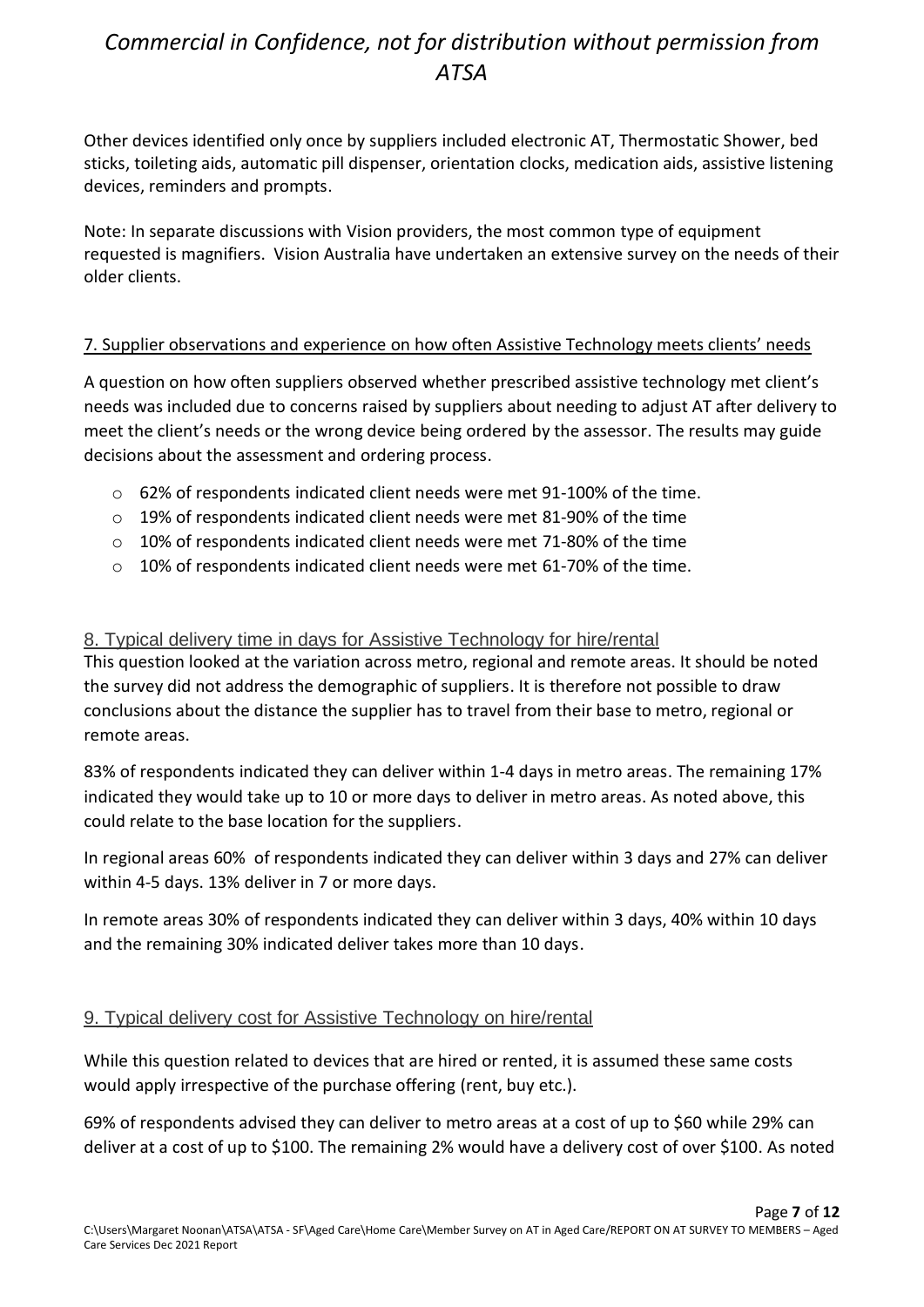Other devices identified only once by suppliers included electronic AT, Thermostatic Shower, bed sticks, toileting aids, automatic pill dispenser, orientation clocks, medication aids, assistive listening devices, reminders and prompts.

Note: In separate discussions with Vision providers, the most common type of equipment requested is magnifiers. Vision Australia have undertaken an extensive survey on the needs of their older clients.

## 7. Supplier observations and experience on how often Assistive Technology meets clients' needs

A question on how often suppliers observed whether prescribed assistive technology met client's needs was included due to concerns raised by suppliers about needing to adjust AT after delivery to meet the client's needs or the wrong device being ordered by the assessor. The results may guide decisions about the assessment and ordering process.

- 62% of respondents indicated client needs were met 91-100% of the time.
- 19% of respondents indicated client needs were met 81-90% of the time
- 10% of respondents indicated client needs were met 71-80% of the time
- 10% of respondents indicated client needs were met 61-70% of the time.

## 8. Typical delivery time in days for Assistive Technology for hire/rental

This question looked at the variation across metro, regional and remote areas. It should be noted the survey did not address the demographic of suppliers. It is therefore not possible to draw conclusions about the distance the supplier has to travel from their base to metro, regional or remote areas.

83% of respondents indicated they can deliver within 1-4 days in metro areas. The remaining 17% indicated they would take up to 10 or more days to deliver in metro areas. As noted above, this could relate to the base location for the suppliers.

In regional areas 60% of respondents indicated they can deliver within 3 days and 27% can deliver within 4-5 days. 13% deliver in 7 or more days.

In remote areas 30% of respondents indicated they can deliver within 3 days, 40% within 10 days and the remaining 30% indicated deliver takes more than 10 days.

## 9. Typical delivery cost for Assistive Technology on hire/rental

While this question related to devices that are hired or rented, it is assumed these same costs would apply irrespective of the purchase offering (rent, buy etc.).

69% of respondents advised they can deliver to metro areas at a cost of up to $60 while 29% can deliver at a cost of up to $100. The remaining 2% would have a delivery cost of over $100. As noted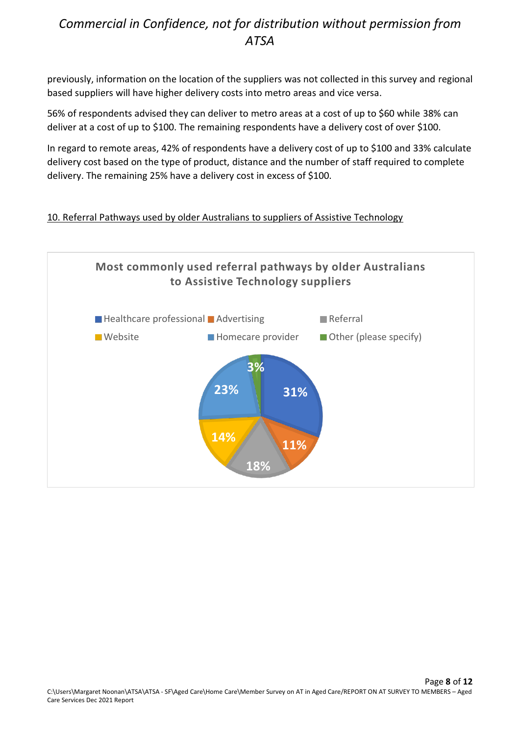previously, information on the location of the suppliers was not collected in this survey and regional based suppliers will have higher delivery costs into metro areas and vice versa.

56% of respondents advised they can deliver to metro areas at a cost of up to $60 while 38% can deliver at a cost of up to $100. The remaining respondents have a delivery cost of over $100.

In regard to remote areas, 42% of respondents have a delivery cost of up to $100 and 33% calculate delivery cost based on the type of product, distance and the number of staff required to complete delivery. The remaining 25% have a delivery cost in excess of $100.

## 10. Referral Pathways used by older Australians to suppliers of Assistive Technology

**Most commonly used referral pathways by older Australians to Assistive Technology suppliers**

| Referral pathway | Percentage |
|---|---|
| Healthcare professional | 31% |
| Advertising | 11% |
| Referral | 18% |
| Website | 14% |
| Homecare provider | 23% |
| Other (please specify) | 3% |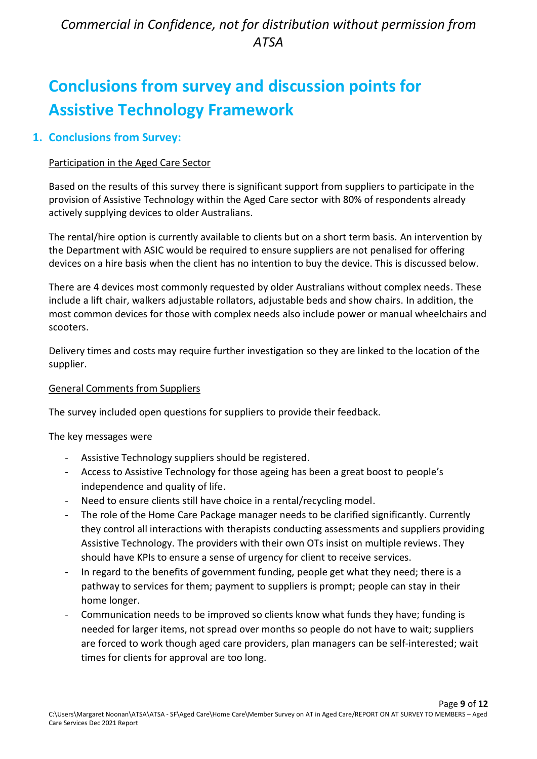# Conclusions from survey and discussion points for Assistive Technology Framework

## 1. Conclusions from Survey:

Participation in the Aged Care Sector

Based on the results of this survey there is significant support from suppliers to participate in the provision of Assistive Technology within the Aged Care sector with 80% of respondents already actively supplying devices to older Australians.

The rental/hire option is currently available to clients but on a short term basis. An intervention by the Department with ASIC would be required to ensure suppliers are not penalised for offering devices on a hire basis when the client has no intention to buy the device. This is discussed below.

There are 4 devices most commonly requested by older Australians without complex needs. These include a lift chair, walkers adjustable rollators, adjustable beds and show chairs. In addition, the most common devices for those with complex needs also include power or manual wheelchairs and scooters.

Delivery times and costs may require further investigation so they are linked to the location of the supplier.

General Comments from Suppliers

The survey included open questions for suppliers to provide their feedback.

The key messages were

- Assistive Technology suppliers should be registered.
- Access to Assistive Technology for those ageing has been a great boost to people's independence and quality of life.
- Need to ensure clients still have choice in a rental/recycling model.
- The role of the Home Care Package manager needs to be clarified significantly. Currently they control all interactions with therapists conducting assessments and suppliers providing Assistive Technology. The providers with their own OTs insist on multiple reviews. They should have KPIs to ensure a sense of urgency for client to receive services.
- In regard to the benefits of government funding, people get what they need; there is a pathway to services for them; payment to suppliers is prompt; people can stay in their home longer.
- Communication needs to be improved so clients know what funds they have; funding is needed for larger items, not spread over months so people do not have to wait; suppliers are forced to work though aged care providers, plan managers can be self-interested; wait times for clients for approval are too long.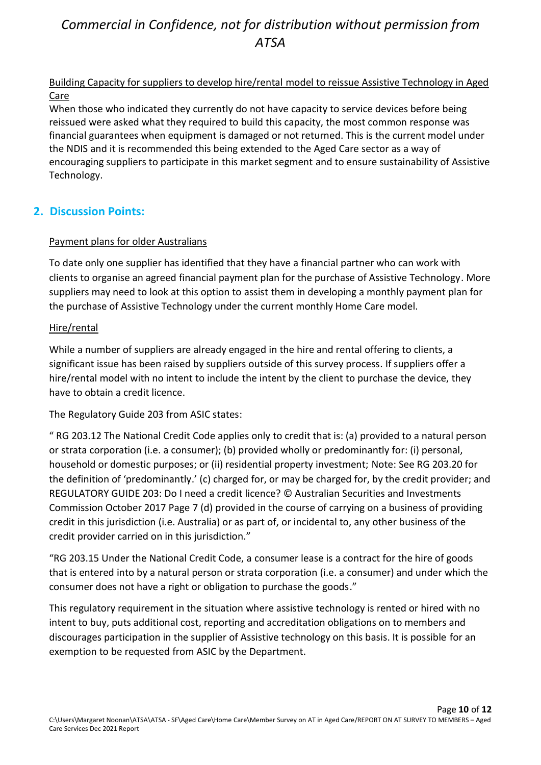Building Capacity for suppliers to develop hire/rental model to reissue Assistive Technology in Aged Care

When those who indicated they currently do not have capacity to service devices before being reissued were asked what they required to build this capacity, the most common response was financial guarantees when equipment is damaged or not returned. This is the current model under the NDIS and it is recommended this being extended to the Aged Care sector as a way of encouraging suppliers to participate in this market segment and to ensure sustainability of Assistive Technology.

## 2. Discussion Points:

Payment plans for older Australians

To date only one supplier has identified that they have a financial partner who can work with clients to organise an agreed financial payment plan for the purchase of Assistive Technology. More suppliers may need to look at this option to assist them in developing a monthly payment plan for the purchase of Assistive Technology under the current monthly Home Care model.

Hire/rental

While a number of suppliers are already engaged in the hire and rental offering to clients, a significant issue has been raised by suppliers outside of this survey process. If suppliers offer a hire/rental model with no intent to include the intent by the client to purchase the device, they have to obtain a credit licence.

The Regulatory Guide 203 from ASIC states:

" RG 203.12 The National Credit Code applies only to credit that is: (a) provided to a natural person or strata corporation (i.e. a consumer); (b) provided wholly or predominantly for: (i) personal, household or domestic purposes; or (ii) residential property investment; Note: See RG 203.20 for the definition of 'predominantly.' (c) charged for, or may be charged for, by the credit provider; and REGULATORY GUIDE 203: Do I need a credit licence? © Australian Securities and Investments Commission October 2017 Page 7 (d) provided in the course of carrying on a business of providing credit in this jurisdiction (i.e. Australia) or as part of, or incidental to, any other business of the credit provider carried on in this jurisdiction."

"RG 203.15 Under the National Credit Code, a consumer lease is a contract for the hire of goods that is entered into by a natural person or strata corporation (i.e. a consumer) and under which the consumer does not have a right or obligation to purchase the goods."

This regulatory requirement in the situation where assistive technology is rented or hired with no intent to buy, puts additional cost, reporting and accreditation obligations on to members and discourages participation in the supplier of Assistive technology on this basis. It is possible for an exemption to be requested from ASIC by the Department.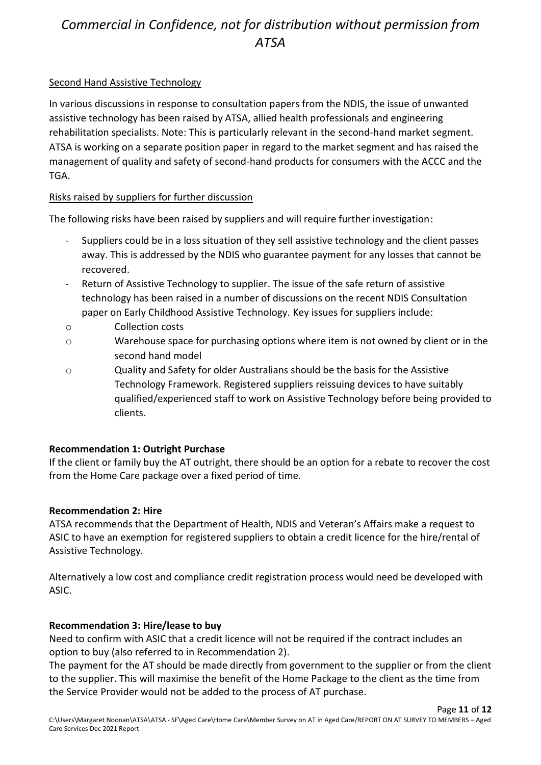Second Hand Assistive Technology

In various discussions in response to consultation papers from the NDIS, the issue of unwanted assistive technology has been raised by ATSA, allied health professionals and engineering rehabilitation specialists. Note: This is particularly relevant in the second-hand market segment. ATSA is working on a separate position paper in regard to the market segment and has raised the management of quality and safety of second-hand products for consumers with the ACCC and the TGA.

Risks raised by suppliers for further discussion

The following risks have been raised by suppliers and will require further investigation:

- Suppliers could be in a loss situation of they sell assistive technology and the client passes away. This is addressed by the NDIS who guarantee payment for any losses that cannot be recovered.
- Return of Assistive Technology to supplier. The issue of the safe return of assistive technology has been raised in a number of discussions on the recent NDIS Consultation paper on Early Childhood Assistive Technology. Key issues for suppliers include:
    - Collection costs
    - Warehouse space for purchasing options where item is not owned by client or in the second hand model
    - Quality and Safety for older Australians should be the basis for the Assistive Technology Framework. Registered suppliers reissuing devices to have suitably qualified/experienced staff to work on Assistive Technology before being provided to clients.

**Recommendation 1: Outright Purchase**

If the client or family buy the AT outright, there should be an option for a rebate to recover the cost from the Home Care package over a fixed period of time.

**Recommendation 2: Hire**

ATSA recommends that the Department of Health, NDIS and Veteran's Affairs make a request to ASIC to have an exemption for registered suppliers to obtain a credit licence for the hire/rental of Assistive Technology.

Alternatively a low cost and compliance credit registration process would need be developed with ASIC.

**Recommendation 3: Hire/lease to buy**

Need to confirm with ASIC that a credit licence will not be required if the contract includes an option to buy (also referred to in Recommendation 2).

The payment for the AT should be made directly from government to the supplier or from the client to the supplier. This will maximise the benefit of the Home Package to the client as the time from the Service Provider would not be added to the process of AT purchase.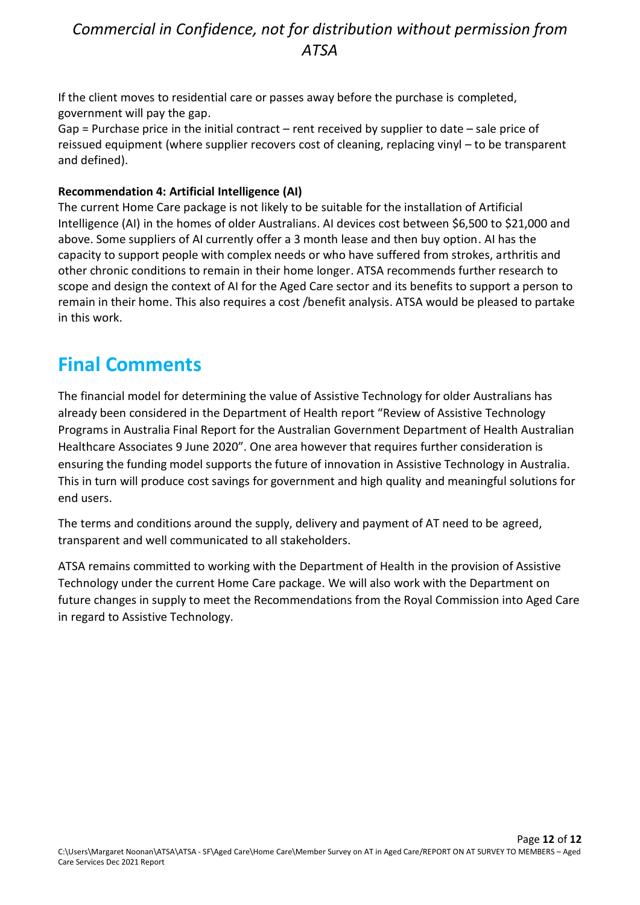If the client moves to residential care or passes away before the purchase is completed, government will pay the gap.
Gap = Purchase price in the initial contract – rent received by supplier to date – sale price of reissued equipment (where supplier recovers cost of cleaning, replacing vinyl – to be transparent and defined).

**Recommendation 4: Artificial Intelligence (AI)**
The current Home Care package is not likely to be suitable for the installation of Artificial Intelligence (AI) in the homes of older Australians. AI devices cost between $6,500 to $21,000 and above. Some suppliers of AI currently offer a 3 month lease and then buy option. AI has the capacity to support people with complex needs or who have suffered from strokes, arthritis and other chronic conditions to remain in their home longer. ATSA recommends further research to scope and design the context of AI for the Aged Care sector and its benefits to support a person to remain in their home. This also requires a cost /benefit analysis. ATSA would be pleased to partake in this work.

# Final Comments

The financial model for determining the value of Assistive Technology for older Australians has already been considered in the Department of Health report "Review of Assistive Technology Programs in Australia Final Report for the Australian Government Department of Health Australian Healthcare Associates 9 June 2020". One area however that requires further consideration is ensuring the funding model supports the future of innovation in Assistive Technology in Australia. This in turn will produce cost savings for government and high quality and meaningful solutions for end users.

The terms and conditions around the supply, delivery and payment of AT need to be agreed, transparent and well communicated to all stakeholders.

ATSA remains committed to working with the Department of Health in the provision of Assistive Technology under the current Home Care package. We will also work with the Department on future changes in supply to meet the Recommendations from the Royal Commission into Aged Care in regard to Assistive Technology.